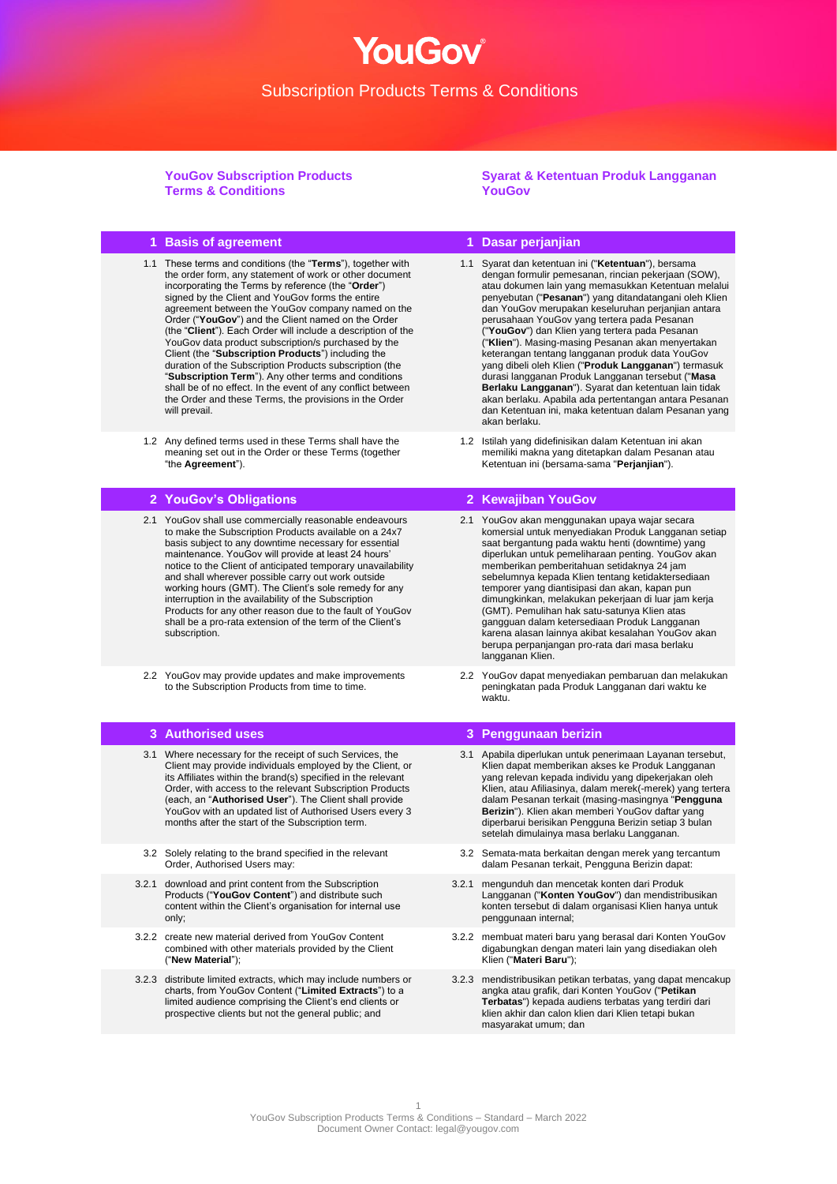# YouGov

## Subscription Products Terms & Conditions

**YouGov Subscription Products Terms & Conditions**

### 1 Basis of agreement

1.1 These terms and conditions (the "**Terms**"), together with the order form, any statement of work or other document incorporating the Terms by reference (the "**Order**") signed by the Client and YouGov forms the entire agreement between the YouGov company named on the Order ("**YouGov**") and the Client named on the Order (the "**Client**"). Each Order will include a description of the YouGov data product subscription/s purchased by the Client (the "**Subscription Products**") including the duration of the Subscription Products subscription (the "**Subscription Term**"). Any other terms and conditions shall be of no effect. In the event of any conflict between the Order and these Terms, the provisions in the Order will prevail.

1.2 Any defined terms used in these Terms shall have the meaning set out in the Order or these Terms (together "the **Agreement**").

### 2 YouGov's Obligations

2.1 YouGov shall use commercially reasonable endeavours to make the Subscription Products available on a 24x7 basis subject to any downtime necessary for essential maintenance. YouGov will provide at least 24 hours' notice to the Client of anticipated temporary unavailability and shall wherever possible carry out work outside working hours (GMT). The Client's sole remedy for any interruption in the availability of the Subscription Products for any other reason due to the fault of YouGov shall be a pro-rata extension of the term of the Client's subscription.

2.2 YouGov may provide updates and make improvements to the Subscription Products from time to time.

### 3 Authorised uses

3.1 Where necessary for the receipt of such Services, the Client may provide individuals employed by the Client, or its Affiliates within the brand(s) specified in the relevant Order, with access to the relevant Subscription Products (each, an "**Authorised User**"). The Client shall provide YouGov with an updated list of Authorised Users every 3 months after the start of the Subscription term.

3.2 Solely relating to the brand specified in the relevant Order, Authorised Users may:

3.2.1 download and print content from the Subscription Products ("**YouGov Content**") and distribute such content within the Client's organisation for internal use only;

3.2.2 create new material derived from YouGov Content combined with other materials provided by the Client ("**New Material**");

3.2.3 distribute limited extracts, which may include numbers or charts, from YouGov Content ("**Limited Extracts**") to a limited audience comprising the Client's end clients or prospective clients but not the general public; and

---

**Syarat & Ketentuan Produk Langganan YouGov**

### 1 Dasar perjanjian

1.1 Syarat dan ketentuan ini ("**Ketentuan**"), bersama dengan formulir pemesanan, rincian pekerjaan (SOW), atau dokumen lain yang memasukkan Ketentuan melalui penyebutan ("**Pesanan**") yang ditandatangani oleh Klien dan YouGov merupakan keseluruhan perjanjian antara perusahaan YouGov yang tertera pada Pesanan ("**YouGov**") dan Klien yang tertera pada Pesanan ("**Klien**"). Masing-masing Pesanan akan menyertakan keterangan tentang langganan produk data YouGov yang dibeli oleh Klien ("**Produk Langganan**") termasuk durasi langganan Produk Langganan tersebut ("**Masa Berlaku Langganan**"). Syarat dan ketentuan lain tidak akan berlaku. Apabila ada pertentangan antara Pesanan dan Ketentuan ini, maka ketentuan dalam Pesanan yang akan berlaku.

1.2 Istilah yang didefinisikan dalam Ketentuan ini akan memiliki makna yang ditetapkan dalam Pesanan atau Ketentuan ini (bersama-sama "**Perjanjian**").

### 2 Kewajiban YouGov

2.1 YouGov akan menggunakan upaya wajar secara komersial untuk menyediakan Produk Langganan setiap saat bergantung pada waktu henti (downtime) yang diperlukan untuk pemeliharaan penting. YouGov akan memberikan pemberitahuan setidaknya 24 jam sebelumnya kepada Klien tentang ketidaktersediaan temporer yang diantisipasi dan akan, kapan pun dimungkinkan, melakukan pekerjaan di luar jam kerja (GMT). Pemulihan hak satu-satunya Klien atas gangguan dalam ketersediaan Produk Langganan karena alasan lainnya akibat kesalahan YouGov akan berupa perpanjangan pro-rata dari masa berlaku langganan Klien.

2.2 YouGov dapat menyediakan pembaruan dan melakukan peningkatan pada Produk Langganan dari waktu ke waktu.

### 3 Penggunaan berizin

3.1 Apabila diperlukan untuk penerimaan Layanan tersebut, Klien dapat memberikan akses ke Produk Langganan yang relevan kepada individu yang dipekerjakan oleh Klien, atau Afiliasinya, dalam merek(-merek) yang tertera dalam Pesanan terkait (masing-masingnya "**Pengguna Berizin**"). Klien akan memberi YouGov daftar yang diperbarui berisikan Pengguna Berizin setiap 3 bulan setelah dimulainya masa berlaku Langganan.

3.2 Semata-mata berkaitan dengan merek yang tercantum dalam Pesanan terkait, Pengguna Berizin dapat:

3.2.1 mengunduh dan mencetak konten dari Produk Langganan ("**Konten YouGov**") dan mendistribusikan konten tersebut di dalam organisasi Klien hanya untuk penggunaan internal;

3.2.2 membuat materi baru yang berasal dari Konten YouGov digabungkan dengan materi lain yang disediakan oleh Klien ("**Materi Baru**");

3.2.3 mendistribusikan petikan terbatas, yang dapat mencakup angka atau grafik, dari Konten YouGov ("**Petikan Terbatas**") kepada audiens terbatas yang terdiri dari klien akhir dan calon klien dari Klien tetapi bukan masyarakat umum; dan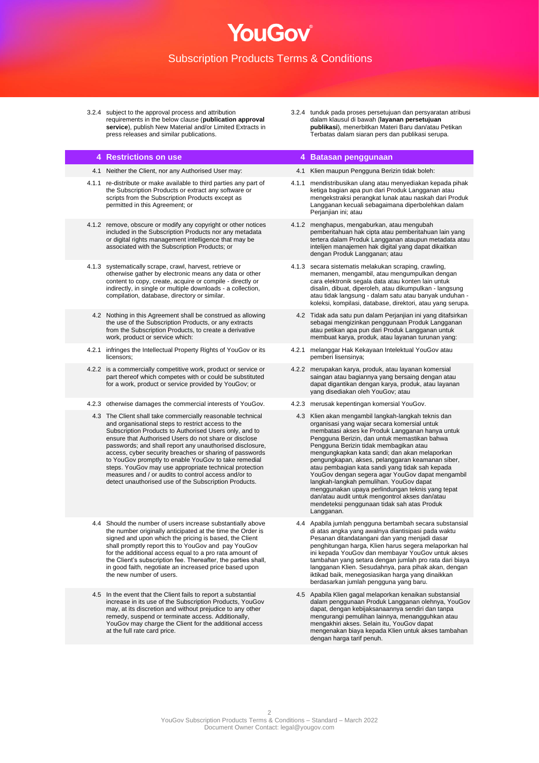| | |
|---|---|
| 3.2.4 subject to the approval process and attribution requirements in the below clause (**publication approval service**), publish New Material and/or Limited Extracts in press releases and similar publications. | 3.2.4 tunduk pada proses persetujuan dan persyaratan atribusi dalam klausul di bawah (**layanan persetujuan publikasi**), menerbitkan Materi Baru dan/atau Petikan Terbatas dalam siaran pers dan publikasi serupa. |
| **4 Restrictions on use** | **4 Batasan penggunaan** |
| 4.1 Neither the Client, nor any Authorised User may: | 4.1 Klien maupun Pengguna Berizin tidak boleh: |
| 4.1.1 re-distribute or make available to third parties any part of the Subscription Products or extract any software or scripts from the Subscription Products except as permitted in this Agreement; or | 4.1.1 mendistribusikan ulang atau menyediakan kepada pihak ketiga bagian apa pun dari Produk Langganan atau mengekstraksi perangkat lunak atau naskah dari Produk Langganan kecuali sebagaimana diperbolehkan dalam Perjanjian ini; atau |
| 4.1.2 remove, obscure or modify any copyright or other notices included in the Subscription Products nor any metadata or digital rights management intelligence that may be associated with the Subscription Products; or | 4.1.2 menghapus, mengaburkan, atau mengubah pemberitahuan hak cipta atau pemberitahuan lain yang tertera dalam Produk Langganan ataupun metadata atau intelijen manajemen hak digital yang dapat dikaitkan dengan Produk Langganan; atau |
| 4.1.3 systematically scrape, crawl, harvest, retrieve or otherwise gather by electronic means any data or other content to copy, create, acquire or compile - directly or indirectly, in single or multiple downloads - a collection, compilation, database, directory or similar. | 4.1.3 secara sistematis melakukan scraping, crawling, memanen, mengambil, atau mengumpulkan dengan cara elektronik segala data atau konten lain untuk disalin, dibuat, diperoleh, atau dikumpulkan - langsung atau tidak langsung - dalam satu atau banyak unduhan - koleksi, kompilasi, database, direktori, atau yang serupa. |
| 4.2 Nothing in this Agreement shall be construed as allowing the use of the Subscription Products, or any extracts from the Subscription Products, to create a derivative work, product or service which: | 4.2 Tidak ada satu pun dalam Perjanjian ini yang ditafsirkan sebagai mengizinkan penggunaan Produk Langganan atau petikan apa pun dari Produk Langganan untuk membuat karya, produk, atau layanan turunan yang: |
| 4.2.1 infringes the Intellectual Property Rights of YouGov or its licensors; | 4.2.1 melanggar Hak Kekayaan Intelektual YouGov atau pemberi lisensinya; |
| 4.2.2 is a commercially competitive work, product or service or part thereof which competes with or could be substituted for a work, product or service provided by YouGov; or | 4.2.2 merupakan karya, produk, atau layanan komersial saingan atau bagiannya yang bersaing dengan atau dapat digantikan dengan karya, produk, atau layanan yang disediakan oleh YouGov; atau |
| 4.2.3 otherwise damages the commercial interests of YouGov. | 4.2.3 merusak kepentingan komersial YouGov. |
| 4.3 The Client shall take commercially reasonable technical and organisational steps to restrict access to the Subscription Products to Authorised Users only, and to ensure that Authorised Users do not share or disclose passwords; and shall report any unauthorised disclosure, access, cyber security breaches or sharing of passwords to YouGov promptly to enable YouGov to take remedial steps. YouGov may use appropriate technical protection measures and / or audits to control access and/or to detect unauthorised use of the Subscription Products. | 4.3 Klien akan mengambil langkah-langkah teknis dan organisasi yang wajar secara komersial untuk membatasi akses ke Produk Langganan hanya untuk Pengguna Berizin, dan untuk memastikan bahwa Pengguna Berizin tidak membagikan atau mengungkapkan kata sandi; dan akan melaporkan pengungkapan, akses, pelanggaran keamanan siber, atau pembagian kata sandi yang tidak sah kepada YouGov dengan segera agar YouGov dapat mengambil langkah-langkah pemulihan. YouGov dapat menggunakan upaya perlindungan teknis yang tepat dan/atau audit untuk mengontrol akses dan/atau mendeteksi penggunaan tidak sah atas Produk Langganan. |
| 4.4 Should the number of users increase substantially above the number originally anticipated at the time the Order is signed and upon which the pricing is based, the Client shall promptly report this to YouGov and pay YouGov for the additional access equal to a pro rata amount of the Client's subscription fee. Thereafter, the parties shall, in good faith, negotiate an increased price based upon the new number of users. | 4.4 Apabila jumlah pengguna bertambah secara substansial di atas angka yang awalnya diantisipasi pada waktu Pesanan ditandatangani dan yang menjadi dasar penghitungan harga, Klien harus segera melaporkan hal ini kepada YouGov dan membayar YouGov untuk akses tambahan yang setara dengan jumlah pro rata dari biaya langganan Klien. Sesudahnya, para pihak akan, dengan iktikad baik, menegosiasikan harga yang dinaikkan berdasarkan jumlah pengguna yang baru. |
| 4.5 In the event that the Client fails to report a substantial increase in its use of the Subscription Products, YouGov may, at its discretion and without prejudice to any other remedy, suspend or terminate access. Additionally, YouGov may charge the Client for the additional access at the full rate card price. | 4.5 Apabila Klien gagal melaporkan kenaikan substansial dalam penggunaan Produk Langganan olehnya, YouGov dapat, dengan kebijaksanaannya sendiri dan tanpa mengurangi pemulihan lainnya, menangguhkan atau mengakhiri akses. Selain itu, YouGov dapat mengenakan biaya kepada Klien untuk akses tambahan dengan harga tarif penuh. |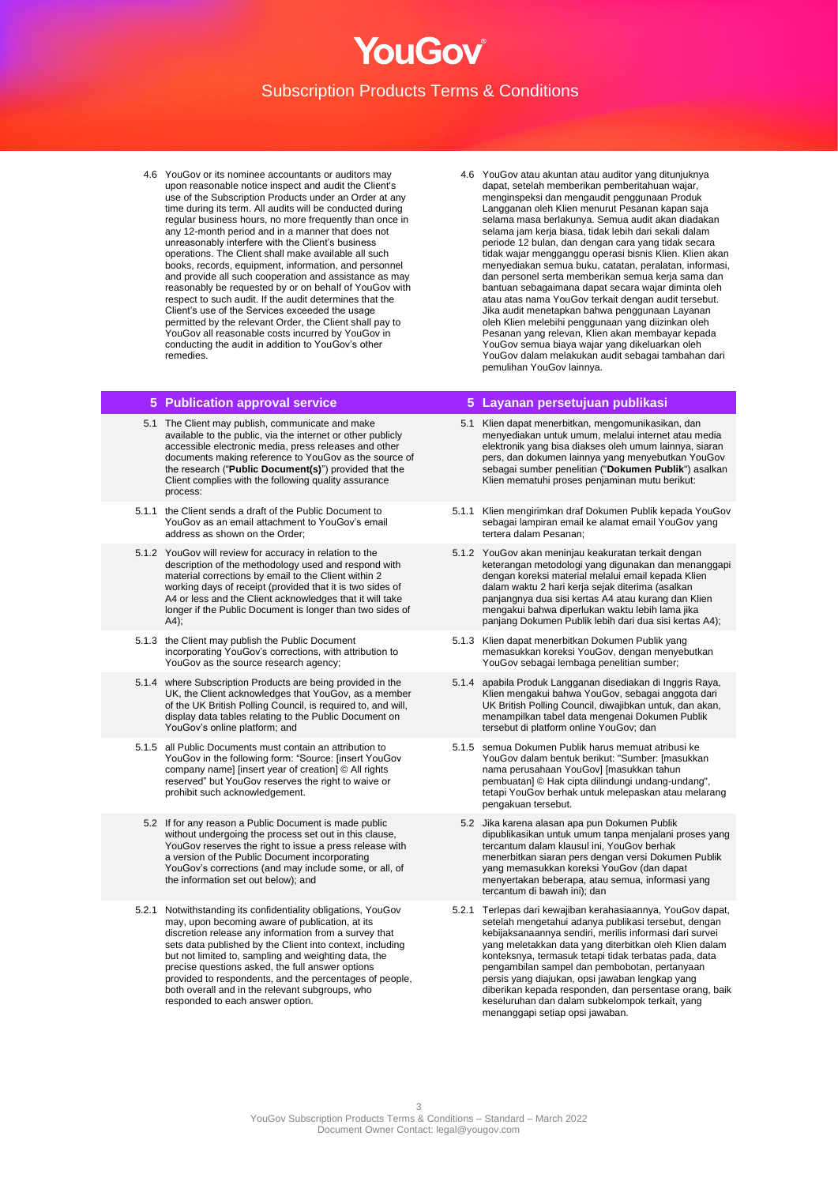4.6 YouGov or its nominee accountants or auditors may upon reasonable notice inspect and audit the Client's use of the Subscription Products under an Order at any time during its term. All audits will be conducted during regular business hours, no more frequently than once in any 12-month period and in a manner that does not unreasonably interfere with the Client's business operations. The Client shall make available all such books, records, equipment, information, and personnel and provide all such cooperation and assistance as may reasonably be requested by or on behalf of YouGov with respect to such audit. If the audit determines that the Client's use of the Services exceeded the usage permitted by the relevant Order, the Client shall pay to YouGov all reasonable costs incurred by YouGov in conducting the audit in addition to YouGov's other remedies.

4.6 YouGov atau akuntan atau auditor yang ditunjuknya dapat, setelah memberikan pemberitahuan wajar, menginspeksi dan mengaudit penggunaan Produk Langganan oleh Klien menurut Pesanan kapan saja selama masa berlakunya. Semua audit akan diadakan selama jam kerja biasa, tidak lebih dari sekali dalam periode 12 bulan, dan dengan cara yang tidak secara tidak wajar mengganggu operasi bisnis Klien. Klien akan menyediakan semua buku, catatan, peralatan, informasi, dan personel serta memberikan semua kerja sama dan bantuan sebagaimana dapat secara wajar diminta oleh atau atas nama YouGov terkait dengan audit tersebut. Jika audit menetapkan bahwa penggunaan Layanan oleh Klien melebihi penggunaan yang diizinkan oleh Pesanan yang relevan, Klien akan membayar kepada YouGov semua biaya wajar yang dikeluarkan oleh YouGov dalam melakukan audit sebagai tambahan dari pemulihan YouGov lainnya.

## 5 Publication approval service

## 5 Layanan persetujuan publikasi

5.1 The Client may publish, communicate and make available to the public, via the internet or other publicly accessible electronic media, press releases and other documents making reference to YouGov as the source of the research ("**Public Document(s)**") provided that the Client complies with the following quality assurance process:

5.1 Klien dapat menerbitkan, mengomunikasikan, dan menyediakan untuk umum, melalui internet atau media elektronik yang bisa diakses oleh umum lainnya, siaran pers, dan dokumen lainnya yang menyebutkan YouGov sebagai sumber penelitian ("**Dokumen Publik**") asalkan Klien mematuhi proses penjaminan mutu berikut:

5.1.1 the Client sends a draft of the Public Document to YouGov as an email attachment to YouGov's email address as shown on the Order;

5.1.1 Klien mengirimkan draf Dokumen Publik kepada YouGov sebagai lampiran email ke alamat email YouGov yang tertera dalam Pesanan;

5.1.2 YouGov will review for accuracy in relation to the description of the methodology used and respond with material corrections by email to the Client within 2 working days of receipt (provided that it is two sides of A4 or less and the Client acknowledges that it will take longer if the Public Document is longer than two sides of A4);

5.1.2 YouGov akan meninjau keakuratan terkait dengan keterangan metodologi yang digunakan dan menanggapi dengan koreksi material melalui email kepada Klien dalam waktu 2 hari kerja sejak diterima (asalkan panjangnya dua sisi kertas A4 atau kurang dan Klien mengakui bahwa diperlukan waktu lebih lama jika panjang Dokumen Publik lebih dari dua sisi kertas A4);

5.1.3 the Client may publish the Public Document incorporating YouGov's corrections, with attribution to YouGov as the source research agency;

5.1.3 Klien dapat menerbitkan Dokumen Publik yang memasukkan koreksi YouGov, dengan menyebutkan YouGov sebagai lembaga penelitian sumber;

5.1.4 where Subscription Products are being provided in the UK, the Client acknowledges that YouGov, as a member of the UK British Polling Council, is required to, and will, display data tables relating to the Public Document on YouGov's online platform; and

5.1.4 apabila Produk Langganan disediakan di Inggris Raya, Klien mengakui bahwa YouGov, sebagai anggota dari UK British Polling Council, diwajibkan untuk, dan akan, menampilkan tabel data mengenai Dokumen Publik tersebut di platform online YouGov; dan

5.1.5 all Public Documents must contain an attribution to YouGov in the following form: "Source: [insert YouGov company name] [insert year of creation] © All rights reserved" but YouGov reserves the right to waive or prohibit such acknowledgement.

5.1.5 semua Dokumen Publik harus memuat atribusi ke YouGov dalam bentuk berikut: "Sumber: [masukkan nama perusahaan YouGov] [masukkan tahun pembuatan] © Hak cipta dilindungi undang-undang", tetapi YouGov berhak untuk melepaskan atau melarang pengakuan tersebut.

5.2 If for any reason a Public Document is made public without undergoing the process set out in this clause, YouGov reserves the right to issue a press release with a version of the Public Document incorporating YouGov's corrections (and may include some, or all, of the information set out below); and

5.2 Jika karena alasan apa pun Dokumen Publik dipublikasikan untuk umum tanpa menjalani proses yang tercantum dalam klausul ini, YouGov berhak menerbitkan siaran pers dengan versi Dokumen Publik yang memasukkan koreksi YouGov (dan dapat menyertakan beberapa, atau semua, informasi yang tercantum di bawah ini); dan

5.2.1 Notwithstanding its confidentiality obligations, YouGov may, upon becoming aware of publication, at its discretion release any information from a survey that sets data published by the Client into context, including but not limited to, sampling and weighting data, the precise questions asked, the full answer options provided to respondents, and the percentages of people, both overall and in the relevant subgroups, who responded to each answer option.

5.2.1 Terlepas dari kewajiban kerahasiaannya, YouGov dapat, setelah mengetahui adanya publikasi tersebut, dengan kebijaksanaannya sendiri, merilis informasi dari survei yang meletakkan data yang diterbitkan oleh Klien dalam konteksnya, termasuk tetapi tidak terbatas pada, data pengambilan sampel dan pembobotan, pertanyaan persis yang diajukan, opsi jawaban lengkap yang diberikan kepada responden, dan persentase orang, baik keseluruhan dan dalam subkelompok terkait, yang menanggapi setiap opsi jawaban.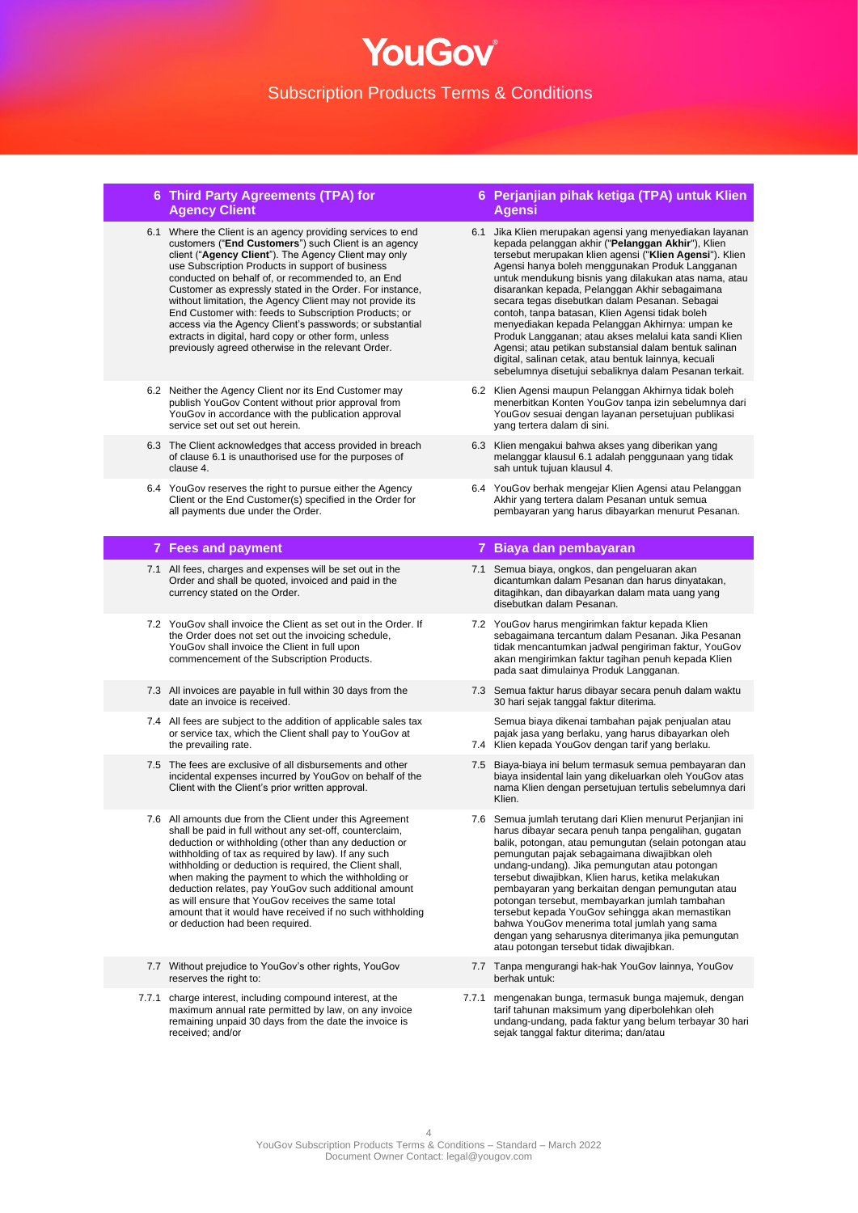| 6 Third Party Agreements (TPA) for Agency Client | 6 Perjanjian pihak ketiga (TPA) untuk Klien Agensi |
|---|---|
| 6.1 Where the Client is an agency providing services to end customers ("**End Customers**") such Client is an agency client ("**Agency Client**"). The Agency Client may only use Subscription Products in support of business conducted on behalf of, or recommended to, an End Customer as expressly stated in the Order. For instance, without limitation, the Agency Client may not provide its End Customer with: feeds to Subscription Products; or access via the Agency Client's passwords; or substantial extracts in digital, hard copy or other form, unless previously agreed otherwise in the relevant Order. | 6.1 Jika Klien merupakan agensi yang menyediakan layanan kepada pelanggan akhir ("**Pelanggan Akhir**"), Klien tersebut merupakan klien agensi ("**Klien Agensi**"). Klien Agensi hanya boleh menggunakan Produk Langganan untuk mendukung bisnis yang dilakukan atas nama, atau disarankan kepada, Pelanggan Akhir sebagaimana secara tegas disebutkan dalam Pesanan. Sebagai contoh, tanpa batasan, Klien Agensi tidak boleh menyediakan kepada Pelanggan Akhirnya: umpan ke Produk Langganan; atau akses melalui kata sandi Klien Agensi; atau petikan substansial dalam bentuk salinan digital, salinan cetak, atau bentuk lainnya, kecuali sebelumnya disetujui sebaliknya dalam Pesanan terkait. |
| 6.2 Neither the Agency Client nor its End Customer may publish YouGov Content without prior approval from YouGov in accordance with the publication approval service set out set out herein. | 6.2 Klien Agensi maupun Pelanggan Akhirnya tidak boleh menerbitkan Konten YouGov tanpa izin sebelumnya dari YouGov sesuai dengan layanan persetujuan publikasi yang tertera dalam di sini. |
| 6.3 The Client acknowledges that access provided in breach of clause 6.1 is unauthorised use for the purposes of clause 4. | 6.3 Klien mengakui bahwa akses yang diberikan yang melanggar klausul 6.1 adalah penggunaan yang tidak sah untuk tujuan klausul 4. |
| 6.4 YouGov reserves the right to pursue either the Agency Client or the End Customer(s) specified in the Order for all payments due under the Order. | 6.4 YouGov berhak mengejar Klien Agensi atau Pelanggan Akhir yang tertera dalam Pesanan untuk semua pembayaran yang harus dibayarkan menurut Pesanan. |

| 7 Fees and payment | 7 Biaya dan pembayaran |
|---|---|
| 7.1 All fees, charges and expenses will be set out in the Order and shall be quoted, invoiced and paid in the currency stated on the Order. | 7.1 Semua biaya, ongkos, dan pengeluaran akan dicantumkan dalam Pesanan dan harus dinyatakan, ditagihkan, dan dibayarkan dalam mata uang yang disebutkan dalam Pesanan. |
| 7.2 YouGov shall invoice the Client as set out in the Order. If the Order does not set out the invoicing schedule, YouGov shall invoice the Client in full upon commencement of the Subscription Products. | 7.2 YouGov harus mengirimkan faktur kepada Klien sebagaimana tercantum dalam Pesanan. Jika Pesanan tidak mencantumkan jadwal pengiriman faktur, YouGov akan mengirimkan faktur tagihan penuh kepada Klien pada saat dimulainya Produk Langganan. |
| 7.3 All invoices are payable in full within 30 days from the date an invoice is received. | 7.3 Semua faktur harus dibayar secara penuh dalam waktu 30 hari sejak tanggal faktur diterima. |
| 7.4 All fees are subject to the addition of applicable sales tax or service tax, which the Client shall pay to YouGov at the prevailing rate. | 7.4 Semua biaya dikenai tambahan pajak penjualan atau pajak jasa yang berlaku, yang harus dibayarkan oleh Klien kepada YouGov dengan tarif yang berlaku. |
| 7.5 The fees are exclusive of all disbursements and other incidental expenses incurred by YouGov on behalf of the Client with the Client's prior written approval. | 7.5 Biaya-biaya ini belum termasuk semua pembayaran dan biaya insidental lain yang dikeluarkan oleh YouGov atas nama Klien dengan persetujuan tertulis sebelumnya dari Klien. |
| 7.6 All amounts due from the Client under this Agreement shall be paid in full without any set-off, counterclaim, deduction or withholding (other than any deduction or withholding of tax as required by law). If any such withholding or deduction is required, the Client shall, when making the payment to which the withholding or deduction relates, pay YouGov such additional amount as will ensure that YouGov receives the same total amount that it would have received if no such withholding or deduction had been required. | 7.6 Semua jumlah terutang dari Klien menurut Perjanjian ini harus dibayar secara penuh tanpa pengalihan, gugatan balik, potongan, atau pemungutan (selain potongan atau pemungutan pajak sebagaimana diwajibkan oleh undang-undang). Jika pemungutan atau potongan tersebut diwajibkan, Klien harus, ketika melakukan pembayaran yang berkaitan dengan pemungutan atau potongan tersebut, membayarkan jumlah tambahan tersebut kepada YouGov sehingga akan memastikan bahwa YouGov menerima total jumlah yang sama dengan yang seharusnya diterimanya jika pemungutan atau potongan tersebut tidak diwajibkan. |
| 7.7 Without prejudice to YouGov's other rights, YouGov reserves the right to: | 7.7 Tanpa mengurangi hak-hak YouGov lainnya, YouGov berhak untuk: |
| 7.7.1 charge interest, including compound interest, at the maximum annual rate permitted by law, on any invoice remaining unpaid 30 days from the date the invoice is received; and/or | 7.7.1 mengenakan bunga, termasuk bunga majemuk, dengan tarif tahunan maksimum yang diperbolehkan oleh undang-undang, pada faktur yang belum terbayar 30 hari sejak tanggal faktur diterima; dan/atau |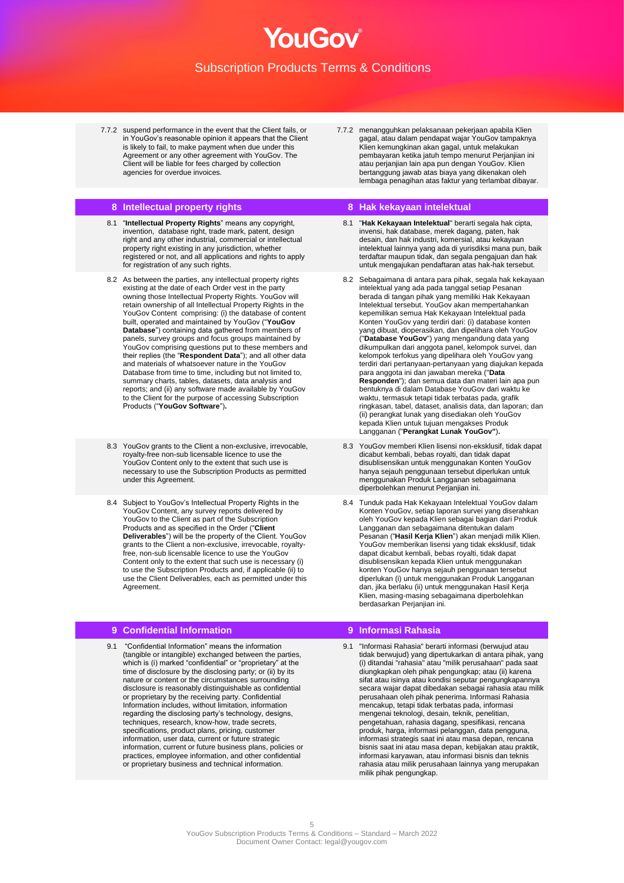7.7.2 suspend performance in the event that the Client fails, or in YouGov's reasonable opinion it appears that the Client is likely to fail, to make payment when due under this Agreement or any other agreement with YouGov. The Client will be liable for fees charged by collection agencies for overdue invoices.

7.7.2 menangguhkan pelaksanaan pekerjaan apabila Klien gagal, atau dalam pendapat wajar YouGov tampaknya Klien kemungkinan akan gagal, untuk melakukan pembayaran ketika jatuh tempo menurut Perjanjian ini atau perjanjian lain apa pun dengan YouGov. Klien bertanggung jawab atas biaya yang dikenakan oleh lembaga penagihan atas faktur yang terlambat dibayar.

## 8 Intellectual property rights

## 8 Hak kekayaan intelektual

8.1 "**Intellectual Property Rights**" means any copyright, invention, database right, trade mark, patent, design right and any other industrial, commercial or intellectual property right existing in any jurisdiction, whether registered or not, and all applications and rights to apply for registration of any such rights.

8.1 "**Hak Kekayaan Intelektual**" berarti segala hak cipta, invensi, hak database, merek dagang, paten, hak desain, dan hak industri, komersial, atau kekayaan intelektual lainnya yang ada di yurisdiksi mana pun, baik terdaftar maupun tidak, dan segala pengajuan dan hak untuk mengajukan pendaftaran atas hak-hak tersebut.

8.2 As between the parties, any intellectual property rights existing at the date of each Order vest in the party owning those Intellectual Property Rights. YouGov will retain ownership of all Intellectual Property Rights in the YouGov Content comprising: (i) the database of content built, operated and maintained by YouGov ("**YouGov Database**") containing data gathered from members of panels, survey groups and focus groups maintained by YouGov comprising questions put to these members and their replies (the "**Respondent Data**"); and all other data and materials of whatsoever nature in the YouGov Database from time to time, including but not limited to, summary charts, tables, datasets, data analysis and reports; and (ii) any software made available by YouGov to the Client for the purpose of accessing Subscription Products ("**YouGov Software**").

8.2 Sebagaimana di antara para pihak, segala hak kekayaan intelektual yang ada pada tanggal setiap Pesanan berada di tangan pihak yang memiliki Hak Kekayaan Intelektual tersebut. YouGov akan mempertahankan kepemilikan semua Hak Kekayaan Intelektual pada Konten YouGov yang terdiri dari: (i) database konten yang dibuat, dioperasikan, dan dipelihara oleh YouGov ("**Database YouGov**") yang mengandung data yang dikumpulkan dari anggota panel, kelompok survei, dan kelompok terfokus yang dipelihara oleh YouGov yang terdiri dari pertanyaan-pertanyaan yang diajukan kepada para anggota ini dan jawaban mereka ("**Data Responden**"); dan semua data dan materi lain apa pun bentuknya di dalam Database YouGov dari waktu ke waktu, termasuk tetapi tidak terbatas pada, grafik ringkasan, tabel, dataset, analisis data, dan laporan; dan (ii) perangkat lunak yang disediakan oleh YouGov kepada Klien untuk tujuan mengakses Produk Langganan ("**Perangkat Lunak YouGov"**).

8.3 YouGov grants to the Client a non-exclusive, irrevocable, royalty-free non-sub licensable licence to use the YouGov Content only to the extent that such use is necessary to use the Subscription Products as permitted under this Agreement.

8.3 YouGov memberi Klien lisensi non-eksklusif, tidak dapat dicabut kembali, bebas royalti, dan tidak dapat disublisensikan untuk menggunakan Konten YouGov hanya sejauh penggunaan tersebut diperlukan untuk menggunakan Produk Langganan sebagaimana diperbolehkan menurut Perjanjian ini.

8.4 Subject to YouGov's Intellectual Property Rights in the YouGov Content, any survey reports delivered by YouGov to the Client as part of the Subscription Products and as specified in the Order ("**Client Deliverables**") will be the property of the Client. YouGov grants to the Client a non-exclusive, irrevocable, royalty-free, non-sub licensable licence to use the YouGov Content only to the extent that such use is necessary (i) to use the Subscription Products and, if applicable (ii) to use the Client Deliverables, each as permitted under this Agreement.

8.4 Tunduk pada Hak Kekayaan Intelektual YouGov dalam Konten YouGov, setiap laporan survei yang diserahkan oleh YouGov kepada Klien sebagai bagian dari Produk Langganan dan sebagaimana ditentukan dalam Pesanan ("**Hasil Kerja Klien**") akan menjadi milik Klien. YouGov memberikan lisensi yang tidak eksklusif, tidak dapat dicabut kembali, bebas royalti, tidak dapat disublisensikan kepada Klien untuk menggunakan konten YouGov hanya sejauh penggunaan tersebut diperlukan (i) untuk menggunakan Produk Langganan dan, jika berlaku (ii) untuk menggunakan Hasil Kerja Klien, masing-masing sebagaimana diperbolehkan berdasarkan Perjanjian ini.

## 9 Confidential Information

## 9 Informasi Rahasia

9.1 "Confidential Information" means the information (tangible or intangible) exchanged between the parties, which is (i) marked "confidential" or "proprietary" at the time of disclosure by the disclosing party; or (ii) by its nature or content or the circumstances surrounding disclosure is reasonably distinguishable as confidential or proprietary by the receiving party. Confidential Information includes, without limitation, information regarding the disclosing party's technology, designs, techniques, research, know-how, trade secrets, specifications, product plans, pricing, customer information, user data, current or future strategic information, current or future business plans, policies or practices, employee information, and other confidential or proprietary business and technical information.

9.1 "Informasi Rahasia" berarti informasi (berwujud atau tidak berwujud) yang dipertukarkan di antara pihak, yang (i) ditandai "rahasia" atau "milik perusahaan" pada saat diungkapkan oleh pihak pengungkap; atau (ii) karena sifat atau isinya atau kondisi seputar pengungkapannya secara wajar dapat dibedakan sebagai rahasia atau milik perusahaan oleh pihak penerima. Informasi Rahasia mencakup, tetapi tidak terbatas pada, informasi mengenai teknologi, desain, teknik, penelitian, pengetahuan, rahasia dagang, spesifikasi, rencana produk, harga, informasi pelanggan, data pengguna, informasi strategis saat ini atau masa depan, rencana bisnis saat ini atau masa depan, kebijakan atau praktik, informasi karyawan, atau informasi bisnis dan teknis rahasia atau milik perusahaan lainnya yang merupakan milik pihak pengungkap.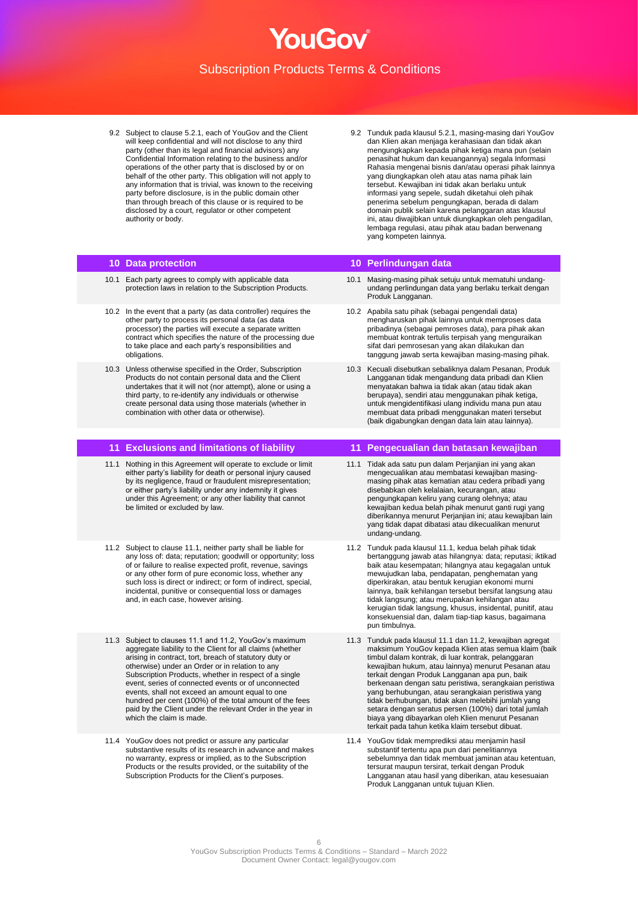9.2 Subject to clause 5.2.1, each of YouGov and the Client will keep confidential and will not disclose to any third party (other than its legal and financial advisors) any Confidential Information relating to the business and/or operations of the other party that is disclosed by or on behalf of the other party. This obligation will not apply to any information that is trivial, was known to the receiving party before disclosure, is in the public domain other than through breach of this clause or is required to be disclosed by a court, regulator or other competent authority or body.

9.2 Tunduk pada klausul 5.2.1, masing-masing dari YouGov dan Klien akan menjaga kerahasiaan dan tidak akan mengungkapkan kepada pihak ketiga mana pun (selain penasihat hukum dan keuangannya) segala Informasi Rahasia mengenai bisnis dan/atau operasi pihak lainnya yang diungkapkan oleh atau atas nama pihak lain tersebut. Kewajiban ini tidak akan berlaku untuk informasi yang sepele, sudah diketahui oleh pihak penerima sebelum pengungkapan, berada di dalam domain publik selain karena pelanggaran atas klausul ini, atau diwajibkan untuk diungkapkan oleh pengadilan, lembaga regulasi, atau pihak atau badan berwenang yang kompeten lainnya.

## 10 Data protection

10.1 Each party agrees to comply with applicable data protection laws in relation to the Subscription Products.

10.2 In the event that a party (as data controller) requires the other party to process its personal data (as data processor) the parties will execute a separate written contract which specifies the nature of the processing due to take place and each party's responsibilities and obligations.

10.3 Unless otherwise specified in the Order, Subscription Products do not contain personal data and the Client undertakes that it will not (nor attempt), alone or using a third party, to re-identify any individuals or otherwise create personal data using those materials (whether in combination with other data or otherwise).

## 10 Perlindungan data

10.1 Masing-masing pihak setuju untuk mematuhi undang-undang perlindungan data yang berlaku terkait dengan Produk Langganan.

10.2 Apabila satu pihak (sebagai pengendali data) mengharuskan pihak lainnya untuk memproses data pribadinya (sebagai pemroses data), para pihak akan membuat kontrak tertulis terpisah yang menguraikan sifat dari pemrosesan yang akan dilakukan dan tanggung jawab serta kewajiban masing-masing pihak.

10.3 Kecuali disebutkan sebaliknya dalam Pesanan, Produk Langganan tidak mengandung data pribadi dan Klien menyatakan bahwa ia tidak akan (atau tidak akan berupaya), sendiri atau menggunakan pihak ketiga, untuk mengidentifikasi ulang individu mana pun atau membuat data pribadi menggunakan materi tersebut (baik digabungkan dengan data lain atau lainnya).

## 11 Exclusions and limitations of liability

11.1 Nothing in this Agreement will operate to exclude or limit either party's liability for death or personal injury caused by its negligence, fraud or fraudulent misrepresentation; or either party's liability under any indemnity it gives under this Agreement; or any other liability that cannot be limited or excluded by law.

11.2 Subject to clause 11.1, neither party shall be liable for any loss of: data; reputation; goodwill or opportunity; loss of or failure to realise expected profit, revenue, savings or any other form of pure economic loss, whether any such loss is direct or indirect; or form of indirect, special, incidental, punitive or consequential loss or damages and, in each case, however arising.

11.3 Subject to clauses 11.1 and 11.2, YouGov's maximum aggregate liability to the Client for all claims (whether arising in contract, tort, breach of statutory duty or otherwise) under an Order or in relation to any Subscription Products, whether in respect of a single event, series of connected events or of unconnected events, shall not exceed an amount equal to one hundred per cent (100%) of the total amount of the fees paid by the Client under the relevant Order in the year in which the claim is made.

11.4 YouGov does not predict or assure any particular substantive results of its research in advance and makes no warranty, express or implied, as to the Subscription Products or the results provided, or the suitability of the Subscription Products for the Client's purposes.

## 11 Pengecualian dan batasan kewajiban

11.1 Tidak ada satu pun dalam Perjanjian ini yang akan mengecualikan atau membatasi kewajiban masing-masing pihak atas kematian atau cedera pribadi yang disebabkan oleh kelalaian, kecurangan, atau pengungkapan keliru yang curang olehnya; atau kewajiban kedua belah pihak menurut ganti rugi yang diberikannya menurut Perjanjian ini; atau kewajiban lain yang tidak dapat dibatasi atau dikecualikan menurut undang-undang.

11.2 Tunduk pada klausul 11.1, kedua belah pihak tidak bertanggung jawab atas hilangnya: data; reputasi; iktikad baik atau kesempatan; hilangnya atau kegagalan untuk mewujudkan laba, pendapatan, penghematan yang diperkirakan, atau bentuk kerugian ekonomi murni lainnya, baik kehilangan tersebut bersifat langsung atau tidak langsung; atau merupakan kehilangan atau kerugian tidak langsung, khusus, insidental, punitif, atau konsekuensial dan, dalam tiap-tiap kasus, bagaimana pun timbulnya.

11.3 Tunduk pada klausul 11.1 dan 11.2, kewajiban agregat maksimum YouGov kepada Klien atas semua klaim (baik timbul dalam kontrak, di luar kontrak, pelanggaran kewajiban hukum, atau lainnya) menurut Pesanan atau terkait dengan Produk Langganan apa pun, baik berkenaan dengan satu peristiwa, serangkaian peristiwa yang berhubungan, atau serangkaian peristiwa yang tidak berhubungan, tidak akan melebihi jumlah yang setara dengan seratus persen (100%) dari total jumlah biaya yang dibayarkan oleh Klien menurut Pesanan terkait pada tahun ketika klaim tersebut dibuat.

11.4 YouGov tidak memprediksi atau menjamin hasil substantif tertentu apa pun dari penelitiannya sebelumnya dan tidak membuat jaminan atau ketentuan, tersurat maupun tersirat, terkait dengan Produk Langganan atau hasil yang diberikan, atau kesesuaian Produk Langganan untuk tujuan Klien.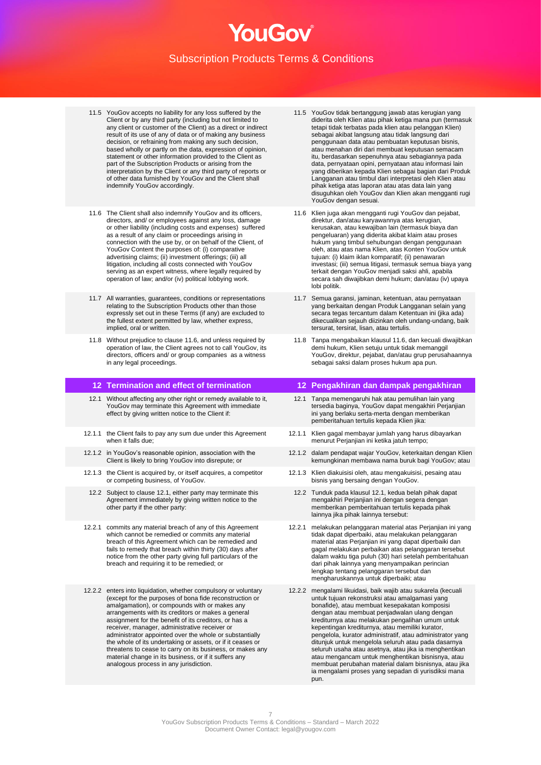11.5 YouGov accepts no liability for any loss suffered by the Client or by any third party (including but not limited to any client or customer of the Client) as a direct or indirect result of its use of any of data or of making any business decision, or refraining from making any such decision, based wholly or partly on the data, expression of opinion, statement or other information provided to the Client as part of the Subscription Products or arising from the interpretation by the Client or any third party of reports or of other data furnished by YouGov and the Client shall indemnify YouGov accordingly.

11.5 YouGov tidak bertanggung jawab atas kerugian yang diderita oleh Klien atau pihak ketiga mana pun (termasuk tetapi tidak terbatas pada klien atau pelanggan Klien) sebagai akibat langsung atau tidak langsung dari penggunaan data atau pembuatan keputusan bisnis, atau menahan diri dari membuat keputusan semacam itu, berdasarkan sepenuhnya atau sebagiannya pada data, pernyataan opini, pernyataan atau informasi lain yang diberikan kepada Klien sebagai bagian dari Produk Langganan atau timbul dari interpretasi oleh Klien atau pihak ketiga atas laporan atau atas data lain yang disuguhkan oleh YouGov dan Klien akan mengganti rugi YouGov dengan sesuai.

11.6 The Client shall also indemnify YouGov and its officers, directors, and/ or employees against any loss, damage or other liability (including costs and expenses) suffered as a result of any claim or proceedings arising in connection with the use by, or on behalf of the Client, of YouGov Content the purposes of: (i) comparative advertising claims; (ii) investment offerings; (iii) all litigation, including all costs connected with YouGov serving as an expert witness, where legally required by operation of law; and/or (iv) political lobbying work.

11.6 Klien juga akan mengganti rugi YouGov dan pejabat, direktur, dan/atau karyawannya atas kerugian, kerusakan, atau kewajiban lain (termasuk biaya dan pengeluaran) yang diderita akibat klaim atau proses hukum yang timbul sehubungan dengan penggunaan oleh, atau atas nama Klien, atas Konten YouGov untuk tujuan: (i) klaim iklan komparatif; (ii) penawaran investasi; (iii) semua litigasi, termasuk semua biaya yang terkait dengan YouGov menjadi saksi ahli, apabila secara sah diwajibkan demi hukum; dan/atau (iv) upaya lobi politik.

11.7 All warranties, guarantees, conditions or representations relating to the Subscription Products other than those expressly set out in these Terms (if any) are excluded to the fullest extent permitted by law, whether express, implied, oral or written.

11.7 Semua garansi, jaminan, ketentuan, atau pernyataan yang berkaitan dengan Produk Langganan selain yang secara tegas tercantum dalam Ketentuan ini (jika ada) dikecualikan sejauh diizinkan oleh undang-undang, baik tersurat, tersirat, lisan, atau tertulis.

11.8 Without prejudice to clause 11.6, and unless required by operation of law, the Client agrees not to call YouGov, its directors, officers and/ or group companies as a witness in any legal proceedings.

11.8 Tanpa mengabaikan klausul 11.6, dan kecuali diwajibkan demi hukum, Klien setuju untuk tidak memanggil YouGov, direktur, pejabat, dan/atau grup perusahaannya sebagai saksi dalam proses hukum apa pun.

## 12 Termination and effect of termination

## 12 Pengakhiran dan dampak pengakhiran

12.1 Without affecting any other right or remedy available to it, YouGov may terminate this Agreement with immediate effect by giving written notice to the Client if:

12.1 Tanpa memengaruhi hak atau pemulihan lain yang tersedia baginya, YouGov dapat mengakhiri Perjanjian ini yang berlaku serta-merta dengan memberikan pemberitahuan tertulis kepada Klien jika:

12.1.1 the Client fails to pay any sum due under this Agreement when it falls due;

12.1.1 Klien gagal membayar jumlah yang harus dibayarkan menurut Perjanjian ini ketika jatuh tempo;

12.1.2 in YouGov's reasonable opinion, association with the Client is likely to bring YouGov into disrepute; or

12.1.2 dalam pendapat wajar YouGov, keterkaitan dengan Klien kemungkinan membawa nama buruk bagi YouGov; atau

12.1.3 the Client is acquired by, or itself acquires, a competitor or competing business, of YouGov.

12.1.3 Klien diakuisisi oleh, atau mengakuisisi, pesaing atau bisnis yang bersaing dengan YouGov.

12.2 Subject to clause 12.1, either party may terminate this Agreement immediately by giving written notice to the other party if the other party:

12.2 Tunduk pada klausul 12.1, kedua belah pihak dapat mengakhiri Perjanjian ini dengan segera dengan memberikan pemberitahuan tertulis kepada pihak lainnya jika pihak lainnya tersebut:

12.2.1 commits any material breach of any of this Agreement which cannot be remedied or commits any material breach of this Agreement which can be remedied and fails to remedy that breach within thirty (30) days after notice from the other party giving full particulars of the breach and requiring it to be remedied; or

12.2.1 melakukan pelanggaran material atas Perjanjian ini yang tidak dapat diperbaiki, atau melakukan pelanggaran material atas Perjanjian ini yang dapat diperbaiki dan gagal melakukan perbaikan atas pelanggaran tersebut dalam waktu tiga puluh (30) hari setelah pemberitahuan dari pihak lainnya yang menyampaikan perincian lengkap tentang pelanggaran tersebut dan mengharuskannya untuk diperbaiki; atau

12.2.2 enters into liquidation, whether compulsory or voluntary (except for the purposes of bona fide reconstruction or amalgamation), or compounds with or makes any arrangements with its creditors or makes a general assignment for the benefit of its creditors, or has a receiver, manager, administrative receiver or administrator appointed over the whole or substantially the whole of its undertaking or assets, or if it ceases or threatens to cease to carry on its business, or makes any material change in its business, or if it suffers any analogous process in any jurisdiction.

12.2.2 mengalami likuidasi, baik wajib atau sukarela (kecuali untuk tujuan rekonstruksi atau amalgamasi yang bonafide), atau membuat kesepakatan komposisi dengan atau membuat penjadwalan ulang dengan krediturnya atau melakukan pengalihan umum untuk kepentingan krediturnya, atau memiliki kurator, pengelola, kurator administratif, atau administrator yang ditunjuk untuk mengelola seluruh atau pada dasarnya seluruh usaha atau asetnya, atau jika ia menghentikan atau mengancam untuk menghentikan bisnisnya, atau membuat perubahan material dalam bisnisnya, atau jika ia mengalami proses yang sepadan di yurisdiksi mana pun.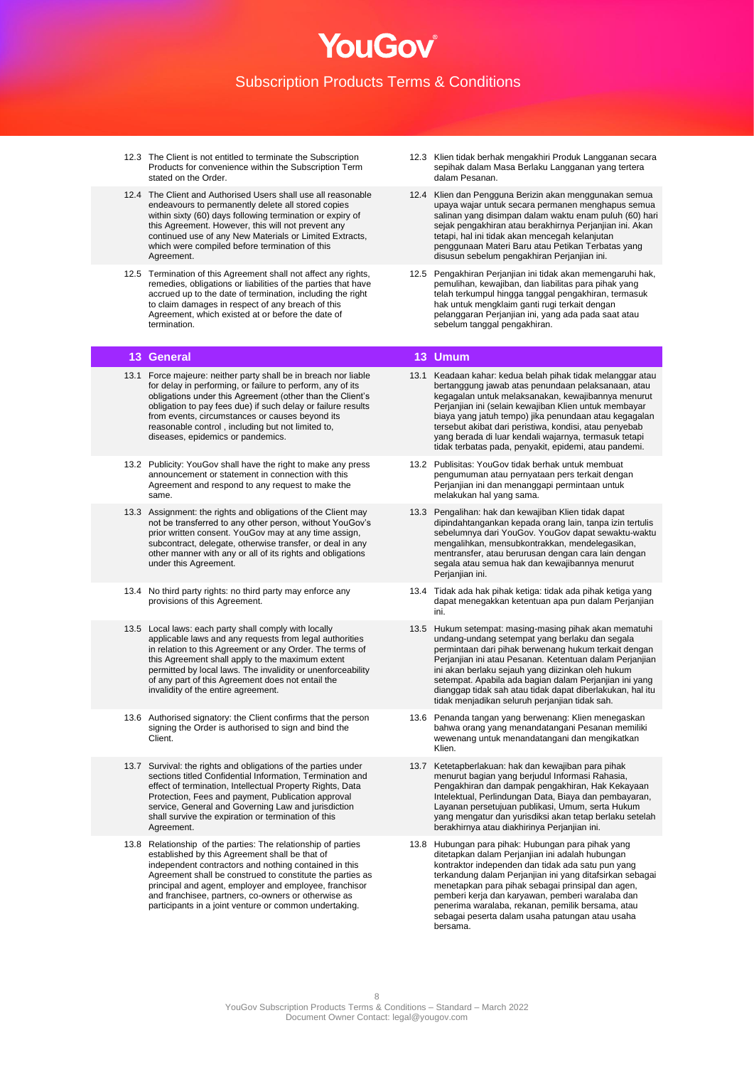| | |
|---|---|
| 12.3 The Client is not entitled to terminate the Subscription Products for convenience within the Subscription Term stated on the Order. | 12.3 Klien tidak berhak mengakhiri Produk Langganan secara sepihak dalam Masa Berlaku Langganan yang tertera dalam Pesanan. |
| 12.4 The Client and Authorised Users shall use all reasonable endeavours to permanently delete all stored copies within sixty (60) days following termination or expiry of this Agreement. However, this will not prevent any continued use of any New Materials or Limited Extracts, which were compiled before termination of this Agreement. | 12.4 Klien dan Pengguna Berizin akan menggunakan semua upaya wajar untuk secara permanen menghapus semua salinan yang disimpan dalam waktu enam puluh (60) hari sejak pengakhiran atau berakhirnya Perjanjian ini. Akan tetapi, hal ini tidak akan mencegah kelanjutan penggunaan Materi Baru atau Petikan Terbatas yang disusun sebelum pengakhiran Perjanjian ini. |
| 12.5 Termination of this Agreement shall not affect any rights, remedies, obligations or liabilities of the parties that have accrued up to the date of termination, including the right to claim damages in respect of any breach of this Agreement, which existed at or before the date of termination. | 12.5 Pengakhiran Perjanjian ini tidak akan memengaruhi hak, pemulihan, kewajiban, dan liabilitas para pihak yang telah terkumpul hingga tanggal pengakhiran, termasuk hak untuk mengklaim ganti rugi terkait dengan pelanggaran Perjanjian ini, yang ada pada saat atau sebelum tanggal pengakhiran. |

## 13 General / 13 Umum

| | |
|---|---|
| 13.1 Force majeure: neither party shall be in breach nor liable for delay in performing, or failure to perform, any of its obligations under this Agreement (other than the Client's obligation to pay fees due) if such delay or failure results from events, circumstances or causes beyond its reasonable control , including but not limited to, diseases, epidemics or pandemics. | 13.1 Keadaan kahar: kedua belah pihak tidak melanggar atau bertanggung jawab atas penundaan pelaksanaan, atau kegagalan untuk melaksanakan, kewajibannya menurut Perjanjian ini (selain kewajiban Klien untuk membayar biaya yang jatuh tempo) jika penundaan atau kegagalan tersebut akibat dari peristiwa, kondisi, atau penyebab yang berada di luar kendali wajarnya, termasuk tetapi tidak terbatas pada, penyakit, epidemi, atau pandemi. |
| 13.2 Publicity: YouGov shall have the right to make any press announcement or statement in connection with this Agreement and respond to any request to make the same. | 13.2 Publisitas: YouGov tidak berhak untuk membuat pengumuman atau pernyataan pers terkait dengan Perjanjian ini dan menanggapi permintaan untuk melakukan hal yang sama. |
| 13.3 Assignment: the rights and obligations of the Client may not be transferred to any other person, without YouGov's prior written consent. YouGov may at any time assign, subcontract, delegate, otherwise transfer, or deal in any other manner with any or all of its rights and obligations under this Agreement. | 13.3 Pengalihan: hak dan kewajiban Klien tidak dapat dipindahtangankan kepada orang lain, tanpa izin tertulis sebelumnya dari YouGov. YouGov dapat sewaktu-waktu mengalihkan, mensubkontrakkan, mendelegasikan, mentransfer, atau berurusan dengan cara lain dengan segala atau semua hak dan kewajibannya menurut Perjanjian ini. |
| 13.4 No third party rights: no third party may enforce any provisions of this Agreement. | 13.4 Tidak ada hak pihak ketiga: tidak ada pihak ketiga yang dapat menegakkan ketentuan apa pun dalam Perjanjian ini. |
| 13.5 Local laws: each party shall comply with locally applicable laws and any requests from legal authorities in relation to this Agreement or any Order. The terms of this Agreement shall apply to the maximum extent permitted by local laws. The invalidity or unenforceability of any part of this Agreement does not entail the invalidity of the entire agreement. | 13.5 Hukum setempat: masing-masing pihak akan mematuhi undang-undang setempat yang berlaku dan segala permintaan dari pihak berwenang hukum terkait dengan Perjanjian ini atau Pesanan. Ketentuan dalam Perjanjian ini akan berlaku sejauh yang diizinkan oleh hukum setempat. Apabila ada bagian dalam Perjanjian ini yang dianggap tidak sah atau tidak dapat diberlakukan, hal itu tidak menjadikan seluruh perjanjian tidak sah. |
| 13.6 Authorised signatory: the Client confirms that the person signing the Order is authorised to sign and bind the Client. | 13.6 Penanda tangan yang berwenang: Klien menegaskan bahwa orang yang menandatangani Pesanan memiliki wewenang untuk menandatangani dan mengikatkan Klien. |
| 13.7 Survival: the rights and obligations of the parties under sections titled Confidential Information, Termination and effect of termination, Intellectual Property Rights, Data Protection, Fees and payment, Publication approval service, General and Governing Law and jurisdiction shall survive the expiration or termination of this Agreement. | 13.7 Ketetapberlakuan: hak dan kewajiban para pihak menurut bagian yang berjudul Informasi Rahasia, Pengakhiran dan dampak pengakhiran, Hak Kekayaan Intelektual, Perlindungan Data, Biaya dan pembayaran, Layanan persetujuan publikasi, Umum, serta Hukum yang mengatur dan yurisdiksi akan tetap berlaku setelah berakhirnya atau diakhirinya Perjanjian ini. |
| 13.8 Relationship of the parties: The relationship of parties established by this Agreement shall be that of independent contractors and nothing contained in this Agreement shall be construed to constitute the parties as principal and agent, employer and employee, franchisor and franchisee, partners, co-owners or otherwise as participants in a joint venture or common undertaking. | 13.8 Hubungan para pihak: Hubungan para pihak yang ditetapkan dalam Perjanjian ini adalah hubungan kontraktor independen dan tidak ada satu pun yang terkandung dalam Perjanjian ini yang ditafsirkan sebagai menetapkan para pihak sebagai prinsipal dan agen, pemberi kerja dan karyawan, pemberi waralaba dan penerima waralaba, rekanan, pemilik bersama, atau sebagai peserta dalam usaha patungan atau usaha bersama. |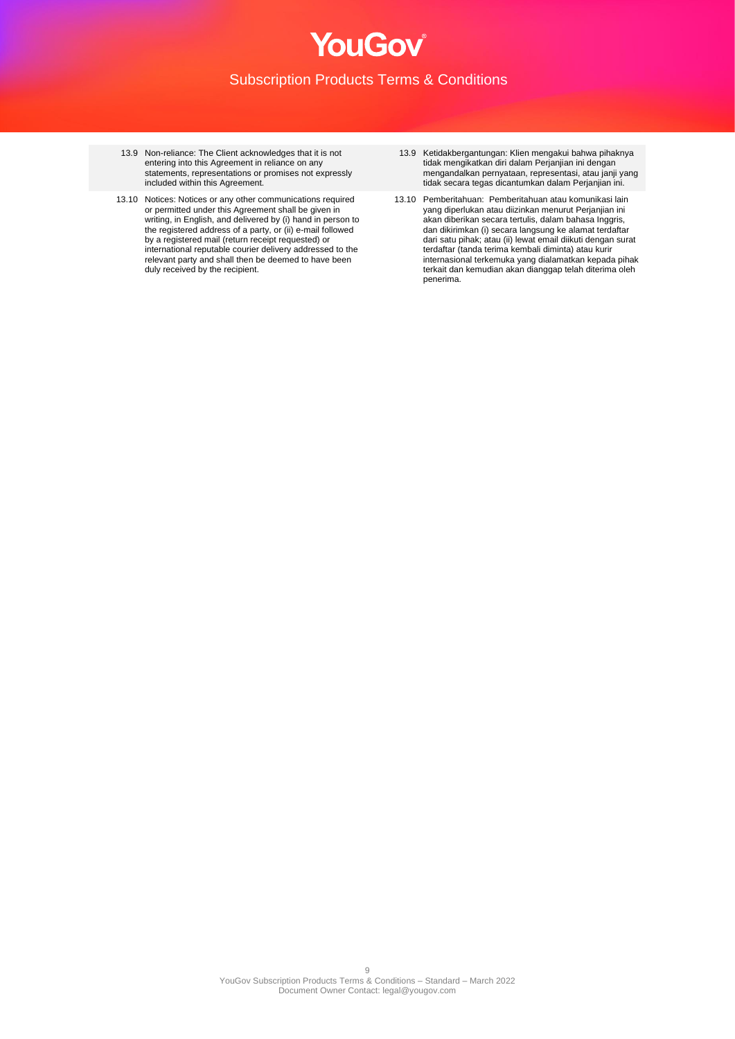| | |
|---|---|
| 13.9 Non-reliance: The Client acknowledges that it is not entering into this Agreement in reliance on any statements, representations or promises not expressly included within this Agreement. | 13.9 Ketidakbergantungan: Klien mengakui bahwa pihaknya tidak mengikatkan diri dalam Perjanjian ini dengan mengandalkan pernyataan, representasi, atau janji yang tidak secara tegas dicantumkan dalam Perjanjian ini. |
| 13.10 Notices: Notices or any other communications required or permitted under this Agreement shall be given in writing, in English, and delivered by (i) hand in person to the registered address of a party, or (ii) e-mail followed by a registered mail (return receipt requested) or international reputable courier delivery addressed to the relevant party and shall then be deemed to have been duly received by the recipient. | 13.10 Pemberitahuan: Pemberitahuan atau komunikasi lain yang diperlukan atau diizinkan menurut Perjanjian ini akan diberikan secara tertulis, dalam bahasa Inggris, dan dikirimkan (i) secara langsung ke alamat terdaftar dari satu pihak; atau (ii) lewat email diikuti dengan surat terdaftar (tanda terima kembali diminta) atau kurir internasional terkemuka yang dialamatkan kepada pihak terkait dan kemudian akan dianggap telah diterima oleh penerima. |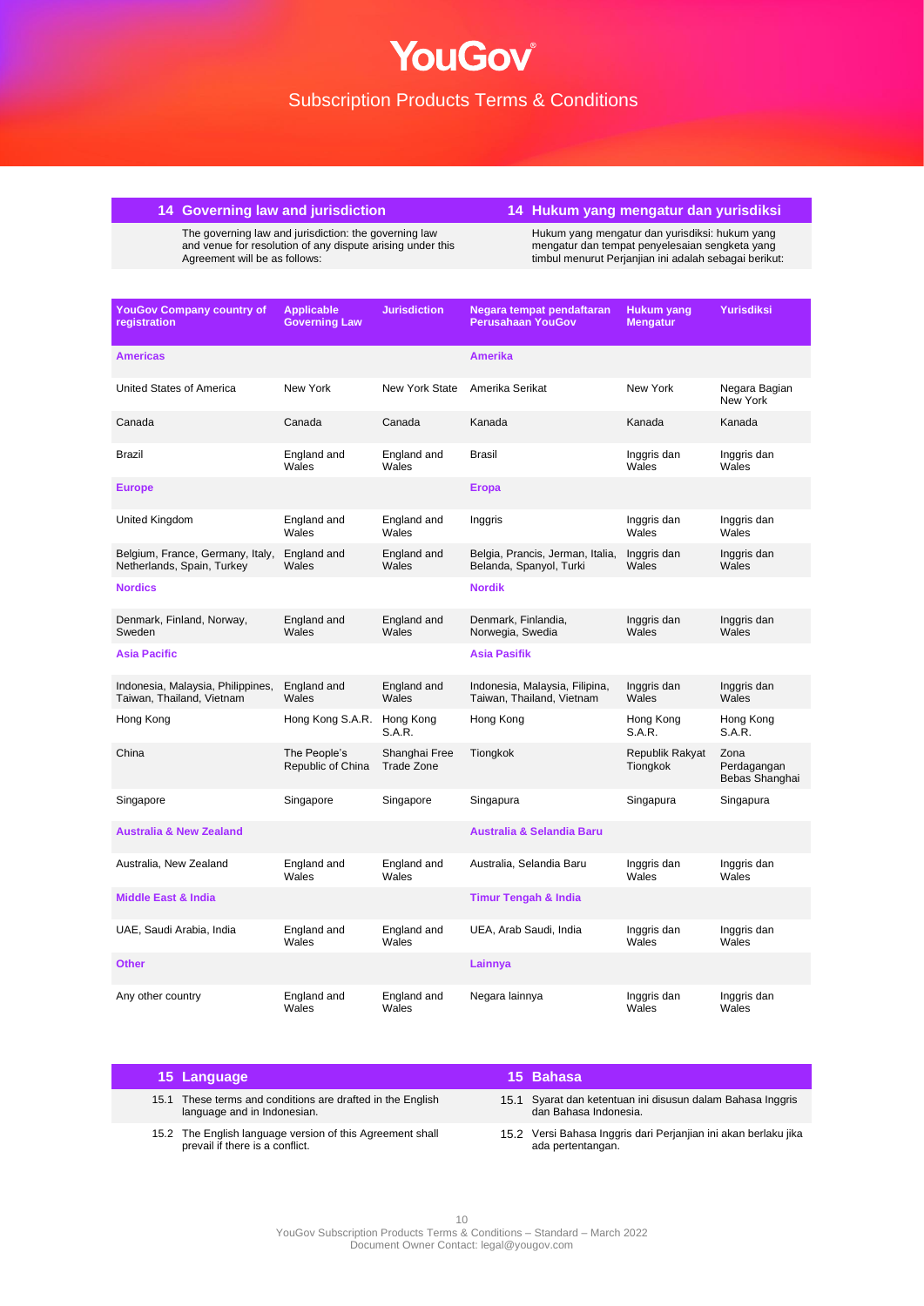# YouGov

## Subscription Products Terms & Conditions

## 14 Governing law and jurisdiction

The governing law and jurisdiction: the governing law and venue for resolution of any dispute arising under this Agreement will be as follows:

## 14 Hukum yang mengatur dan yurisdiksi

Hukum yang mengatur dan yurisdiksi: hukum yang mengatur dan tempat penyelesaian sengketa yang timbul menurut Perjanjian ini adalah sebagai berikut:

| YouGov Company country of registration | Applicable Governing Law | Jurisdiction | Negara tempat pendaftaran Perusahaan YouGov | Hukum yang Mengatur | Yurisdiksi |
|---|---|---|---|---|---|
| **Americas** | | | **Amerika** | | |
| United States of America | New York | New York State | Amerika Serikat | New York | Negara Bagian New York |
| Canada | Canada | Canada | Kanada | Kanada | Kanada |
| Brazil | England and Wales | England and Wales | Brasil | Inggris dan Wales | Inggris dan Wales |
| **Europe** | | | **Eropa** | | |
| United Kingdom | England and Wales | England and Wales | Inggris | Inggris dan Wales | Inggris dan Wales |
| Belgium, France, Germany, Italy, Netherlands, Spain, Turkey | England and Wales | England and Wales | Belgia, Prancis, Jerman, Italia, Belanda, Spanyol, Turki | Inggris dan Wales | Inggris dan Wales |
| **Nordics** | | | **Nordik** | | |
| Denmark, Finland, Norway, Sweden | England and Wales | England and Wales | Denmark, Finlandia, Norwegia, Swedia | Inggris dan Wales | Inggris dan Wales |
| **Asia Pacific** | | | **Asia Pasifik** | | |
| Indonesia, Malaysia, Philippines, Taiwan, Thailand, Vietnam | England and Wales | England and Wales | Indonesia, Malaysia, Filipina, Taiwan, Thailand, Vietnam | Inggris dan Wales | Inggris dan Wales |
| Hong Kong | Hong Kong S.A.R. | Hong Kong S.A.R. | Hong Kong | Hong Kong S.A.R. | Hong Kong S.A.R. |
| China | The People's Republic of China | Shanghai Free Trade Zone | Tiongkok | Republik Rakyat Tiongkok | Zona Perdagangan Bebas Shanghai |
| Singapore | Singapore | Singapore | Singapura | Singapura | Singapura |
| **Australia & New Zealand** | | | **Australia & Selandia Baru** | | |
| Australia, New Zealand | England and Wales | England and Wales | Australia, Selandia Baru | Inggris dan Wales | Inggris dan Wales |
| **Middle East & India** | | | **Timur Tengah & India** | | |
| UAE, Saudi Arabia, India | England and Wales | England and Wales | UEA, Arab Saudi, India | Inggris dan Wales | Inggris dan Wales |
| **Other** | | | **Lainnya** | | |
| Any other country | England and Wales | England and Wales | Negara lainnya | Inggris dan Wales | Inggris dan Wales |

## 15 Language

15.1 These terms and conditions are drafted in the English language and in Indonesian.

15.2 The English language version of this Agreement shall prevail if there is a conflict.

## 15 Bahasa

15.1 Syarat dan ketentuan ini disusun dalam Bahasa Inggris dan Bahasa Indonesia.

15.2 Versi Bahasa Inggris dari Perjanjian ini akan berlaku jika ada pertentangan.